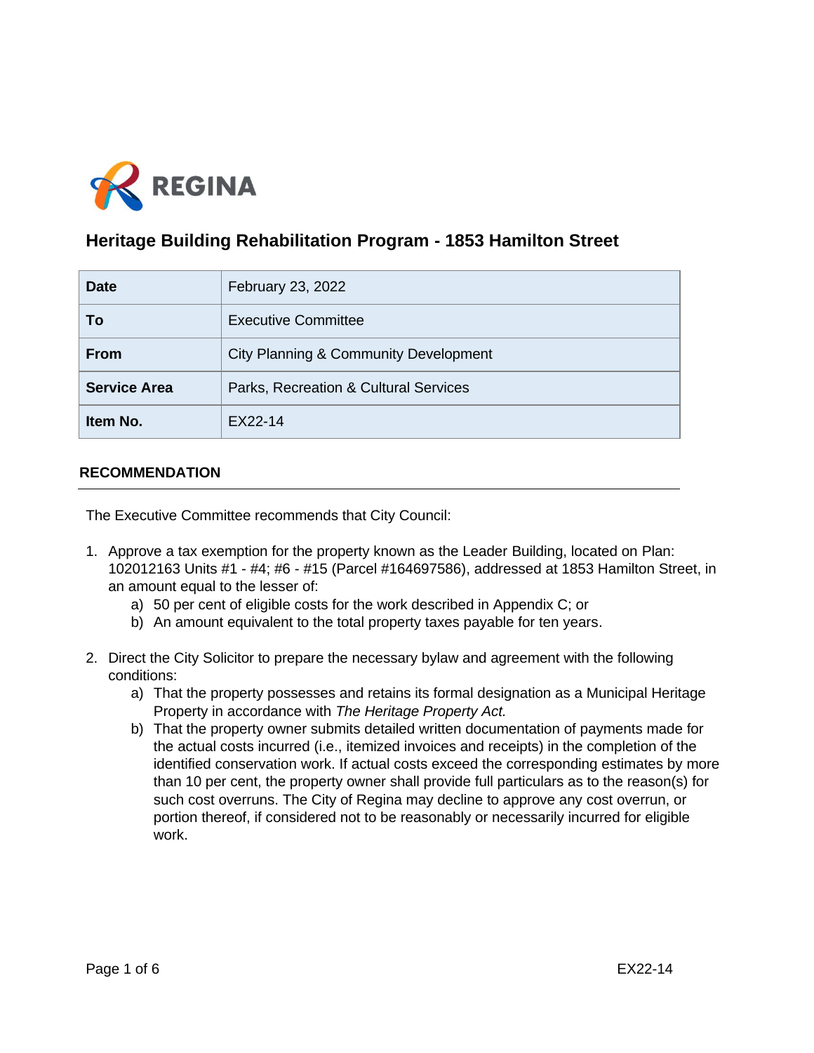# Heritage Building Rehabilitation Program - 1853 Hamilton Street

| | |
|---|---|
| **Date** | February 23, 2022 |
| **To** | Executive Committee |
| **From** | City Planning & Community Development |
| **Service Area** | Parks, Recreation & Cultural Services |
| **Item No.** | EX22-14 |

## RECOMMENDATION

The Executive Committee recommends that City Council:

1. Approve a tax exemption for the property known as the Leader Building, located on Plan: 102012163 Units #1 - #4; #6 - #15 (Parcel #164697586), addressed at 1853 Hamilton Street, in an amount equal to the lesser of:
   a) 50 per cent of eligible costs for the work described in Appendix C; or
   b) An amount equivalent to the total property taxes payable for ten years.

2. Direct the City Solicitor to prepare the necessary bylaw and agreement with the following conditions:
   a) That the property possesses and retains its formal designation as a Municipal Heritage Property in accordance with *The Heritage Property Act.*
   b) That the property owner submits detailed written documentation of payments made for the actual costs incurred (i.e., itemized invoices and receipts) in the completion of the identified conservation work. If actual costs exceed the corresponding estimates by more than 10 per cent, the property owner shall provide full particulars as to the reason(s) for such cost overruns. The City of Regina may decline to approve any cost overrun, or portion thereof, if considered not to be reasonably or necessarily incurred for eligible work.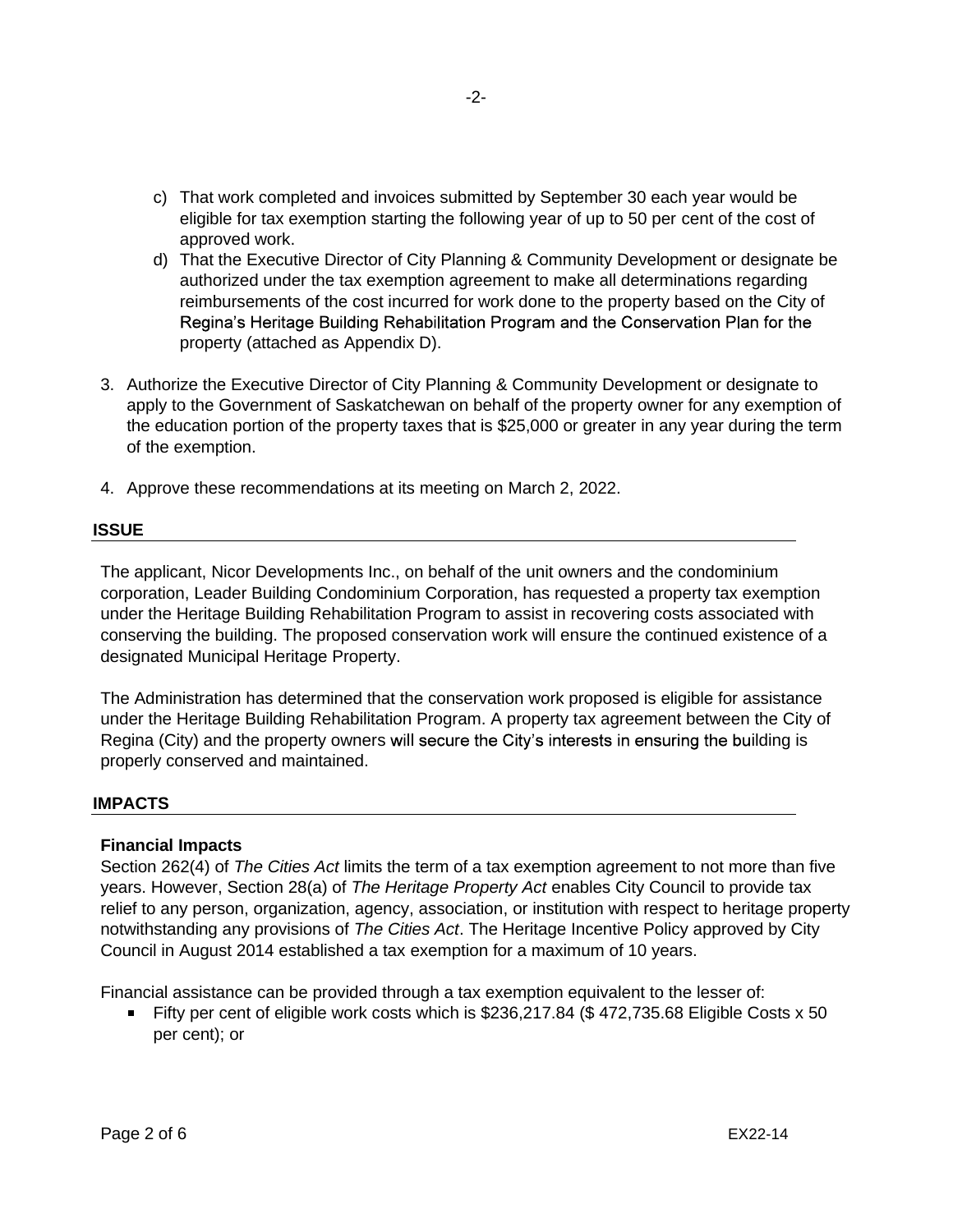c) That work completed and invoices submitted by September 30 each year would be eligible for tax exemption starting the following year of up to 50 per cent of the cost of approved work.

d) That the Executive Director of City Planning & Community Development or designate be authorized under the tax exemption agreement to make all determinations regarding reimbursements of the cost incurred for work done to the property based on the City of Regina's Heritage Building Rehabilitation Program and the Conservation Plan for the property (attached as Appendix D).

3. Authorize the Executive Director of City Planning & Community Development or designate to apply to the Government of Saskatchewan on behalf of the property owner for any exemption of the education portion of the property taxes that is $25,000 or greater in any year during the term of the exemption.

4. Approve these recommendations at its meeting on March 2, 2022.

## ISSUE

The applicant, Nicor Developments Inc., on behalf of the unit owners and the condominium corporation, Leader Building Condominium Corporation, has requested a property tax exemption under the Heritage Building Rehabilitation Program to assist in recovering costs associated with conserving the building. The proposed conservation work will ensure the continued existence of a designated Municipal Heritage Property.

The Administration has determined that the conservation work proposed is eligible for assistance under the Heritage Building Rehabilitation Program. A property tax agreement between the City of Regina (City) and the property owners will secure the City's interests in ensuring the building is properly conserved and maintained.

## IMPACTS

### Financial Impacts

Section 262(4) of *The Cities Act* limits the term of a tax exemption agreement to not more than five years. However, Section 28(a) of *The Heritage Property Act* enables City Council to provide tax relief to any person, organization, agency, association, or institution with respect to heritage property notwithstanding any provisions of *The Cities Act*. The Heritage Incentive Policy approved by City Council in August 2014 established a tax exemption for a maximum of 10 years.

Financial assistance can be provided through a tax exemption equivalent to the lesser of:

- Fifty per cent of eligible work costs which is $236,217.84 ($ 472,735.68 Eligible Costs x 50 per cent); or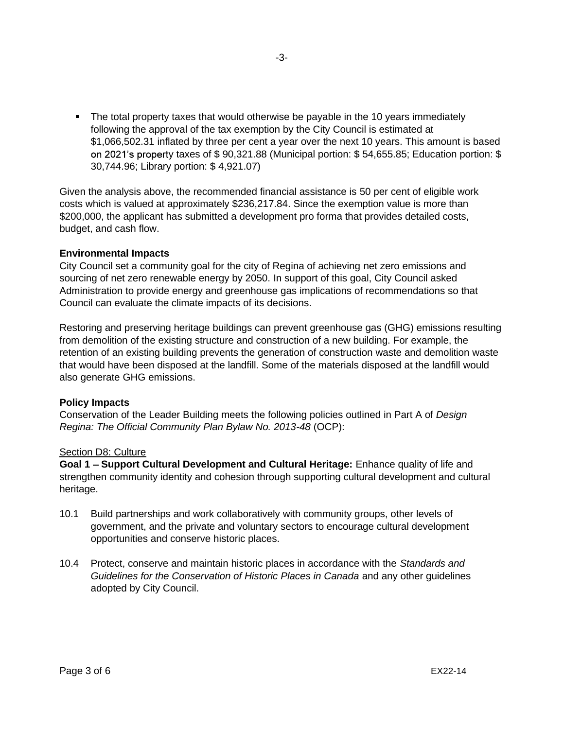- The total property taxes that would otherwise be payable in the 10 years immediately following the approval of the tax exemption by the City Council is estimated at $1,066,502.31 inflated by three per cent a year over the next 10 years. This amount is based on 2021's property taxes of $ 90,321.88 (Municipal portion: $ 54,655.85; Education portion: $ 30,744.96; Library portion: $ 4,921.07)

Given the analysis above, the recommended financial assistance is 50 per cent of eligible work costs which is valued at approximately $236,217.84. Since the exemption value is more than $200,000, the applicant has submitted a development pro forma that provides detailed costs, budget, and cash flow.

**Environmental Impacts**

City Council set a community goal for the city of Regina of achieving net zero emissions and sourcing of net zero renewable energy by 2050. In support of this goal, City Council asked Administration to provide energy and greenhouse gas implications of recommendations so that Council can evaluate the climate impacts of its decisions.

Restoring and preserving heritage buildings can prevent greenhouse gas (GHG) emissions resulting from demolition of the existing structure and construction of a new building. For example, the retention of an existing building prevents the generation of construction waste and demolition waste that would have been disposed at the landfill. Some of the materials disposed at the landfill would also generate GHG emissions.

**Policy Impacts**

Conservation of the Leader Building meets the following policies outlined in Part A of *Design Regina: The Official Community Plan Bylaw No. 2013-48* (OCP):

Section D8: Culture

**Goal 1 – Support Cultural Development and Cultural Heritage:** Enhance quality of life and strengthen community identity and cohesion through supporting cultural development and cultural heritage.

10.1 Build partnerships and work collaboratively with community groups, other levels of government, and the private and voluntary sectors to encourage cultural development opportunities and conserve historic places.

10.4 Protect, conserve and maintain historic places in accordance with the *Standards and Guidelines for the Conservation of Historic Places in Canada* and any other guidelines adopted by City Council.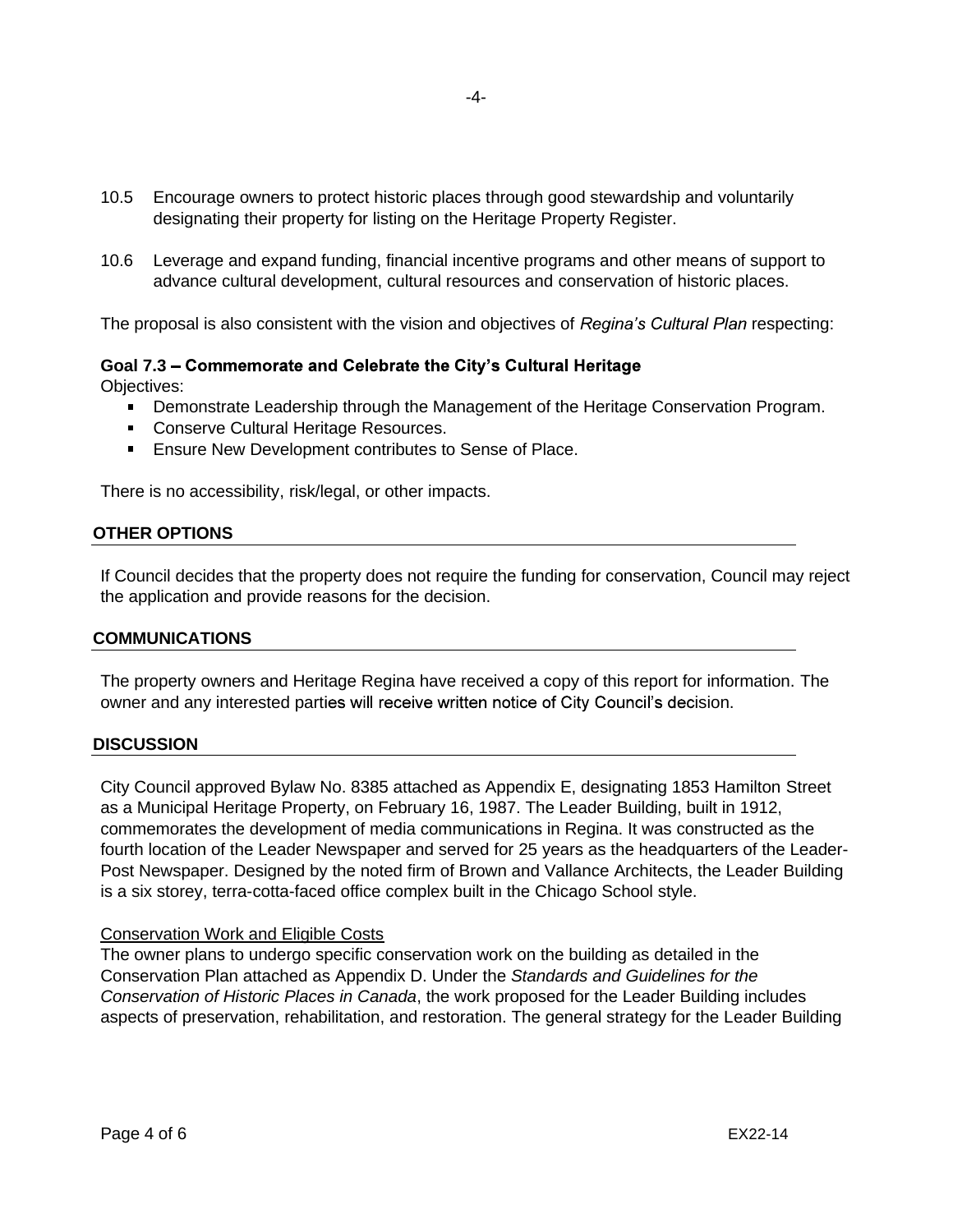10.5 Encourage owners to protect historic places through good stewardship and voluntarily designating their property for listing on the Heritage Property Register.

10.6 Leverage and expand funding, financial incentive programs and other means of support to advance cultural development, cultural resources and conservation of historic places.

The proposal is also consistent with the vision and objectives of *Regina's Cultural Plan* respecting:

**Goal 7.3 – Commemorate and Celebrate the City's Cultural Heritage**

Objectives:

- Demonstrate Leadership through the Management of the Heritage Conservation Program.
- Conserve Cultural Heritage Resources.
- Ensure New Development contributes to Sense of Place.

There is no accessibility, risk/legal, or other impacts.

## OTHER OPTIONS

If Council decides that the property does not require the funding for conservation, Council may reject the application and provide reasons for the decision.

## COMMUNICATIONS

The property owners and Heritage Regina have received a copy of this report for information. The owner and any interested parties will receive written notice of City Council's decision.

## DISCUSSION

City Council approved Bylaw No. 8385 attached as Appendix E, designating 1853 Hamilton Street as a Municipal Heritage Property, on February 16, 1987. The Leader Building, built in 1912, commemorates the development of media communications in Regina. It was constructed as the fourth location of the Leader Newspaper and served for 25 years as the headquarters of the Leader-Post Newspaper. Designed by the noted firm of Brown and Vallance Architects, the Leader Building is a six storey, terra-cotta-faced office complex built in the Chicago School style.

Conservation Work and Eligible Costs

The owner plans to undergo specific conservation work on the building as detailed in the Conservation Plan attached as Appendix D. Under the *Standards and Guidelines for the Conservation of Historic Places in Canada*, the work proposed for the Leader Building includes aspects of preservation, rehabilitation, and restoration. The general strategy for the Leader Building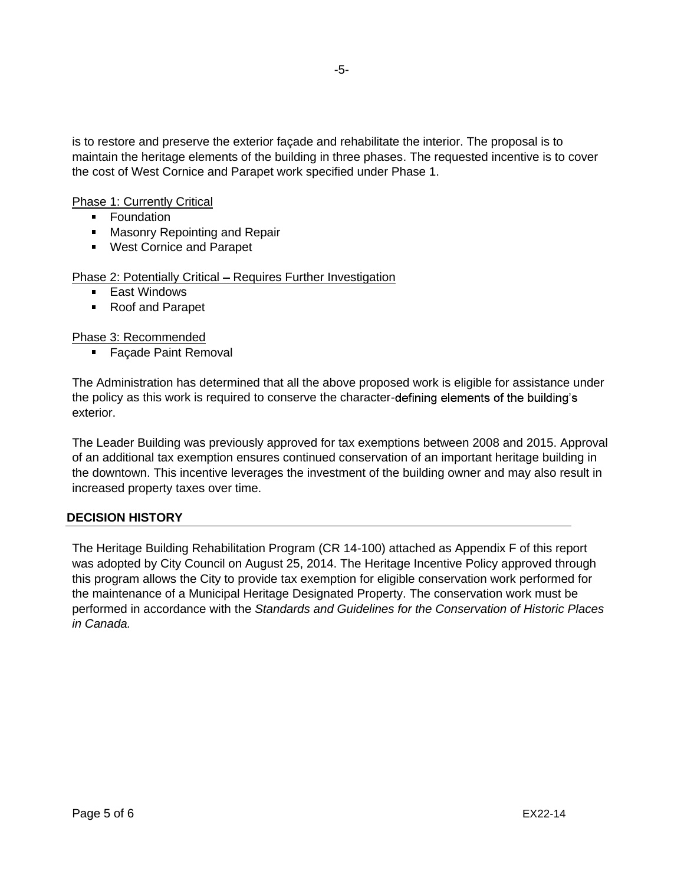is to restore and preserve the exterior façade and rehabilitate the interior. The proposal is to maintain the heritage elements of the building in three phases. The requested incentive is to cover the cost of West Cornice and Parapet work specified under Phase 1.

Phase 1: Currently Critical

- Foundation
- Masonry Repointing and Repair
- West Cornice and Parapet

Phase 2: Potentially Critical – Requires Further Investigation

- East Windows
- Roof and Parapet

Phase 3: Recommended

- Façade Paint Removal

The Administration has determined that all the above proposed work is eligible for assistance under the policy as this work is required to conserve the character-defining elements of the building's exterior.

The Leader Building was previously approved for tax exemptions between 2008 and 2015. Approval of an additional tax exemption ensures continued conservation of an important heritage building in the downtown. This incentive leverages the investment of the building owner and may also result in increased property taxes over time.

## DECISION HISTORY

The Heritage Building Rehabilitation Program (CR 14-100) attached as Appendix F of this report was adopted by City Council on August 25, 2014. The Heritage Incentive Policy approved through this program allows the City to provide tax exemption for eligible conservation work performed for the maintenance of a Municipal Heritage Designated Property. The conservation work must be performed in accordance with the *Standards and Guidelines for the Conservation of Historic Places in Canada.*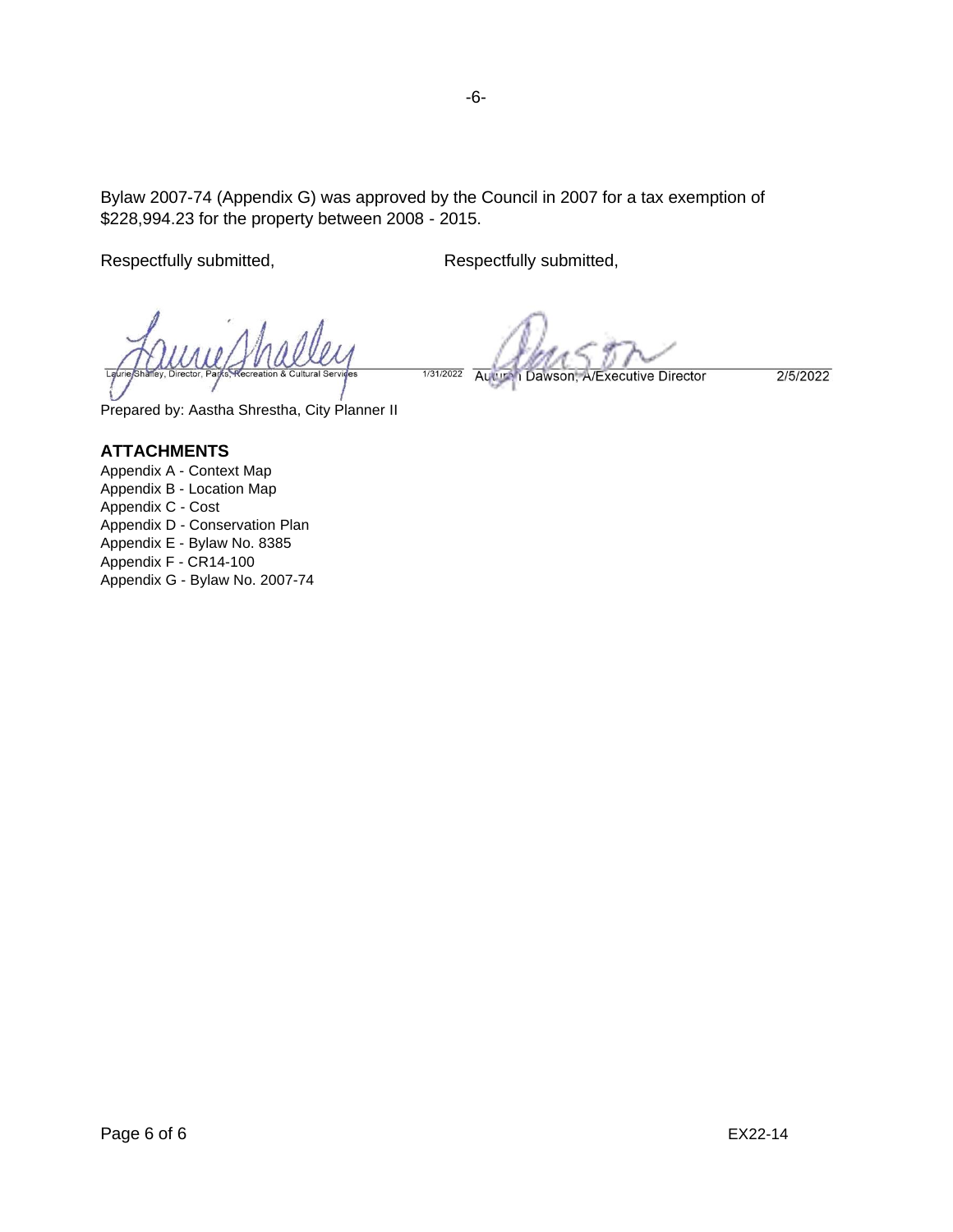Bylaw 2007-74 (Appendix G) was approved by the Council in 2007 for a tax exemption of $228,994.23 for the property between 2008 - 2015.

Respectfully submitted,

Laurie Shalley, Director, Parks, Recreation & Cultural Services 1/31/2022

Respectfully submitted,

Autumn Dawson, A/Executive Director 2/5/2022

Prepared by: Aastha Shrestha, City Planner II

**ATTACHMENTS**

Appendix A - Context Map
Appendix B - Location Map
Appendix C - Cost
Appendix D - Conservation Plan
Appendix E - Bylaw No. 8385
Appendix F - CR14-100
Appendix G - Bylaw No. 2007-74